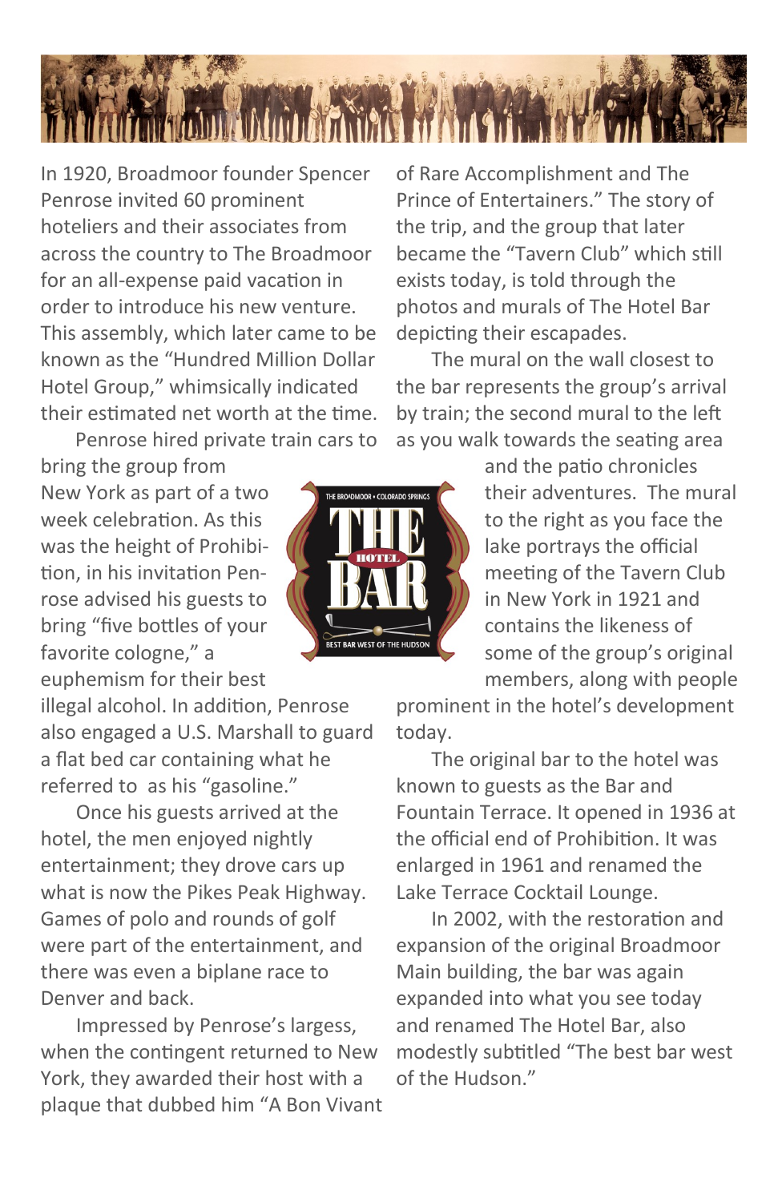In 1920, Broadmoor founder Spencer Penrose invited 60 prominent hoteliers and their associates from across the country to The Broadmoor for an all-expense paid vacation in order to introduce his new venture. This assembly, which later came to be known as the "Hundred Million Dollar Hotel Group," whimsically indicated their estimated net worth at the time.

Penrose hired private train cars to bring the group from New York as part of a two week celebration. As this was the height of Prohibition, in his invitation Penrose advised his guests to bring "five bottles of your favorite cologne," a euphemism for their best illegal alcohol. In addition, Penrose also engaged a U.S. Marshall to guard a flat bed car containing what he referred to as his "gasoline."

THE BROADMOOR • COLORADO SPRINGS

THE HOTEL BAR

BEST BAR WEST OF THE HUDSON

Once his guests arrived at the hotel, the men enjoyed nightly entertainment; they drove cars up what is now the Pikes Peak Highway. Games of polo and rounds of golf were part of the entertainment, and there was even a biplane race to Denver and back.

Impressed by Penrose's largess, when the contingent returned to New York, they awarded their host with a plaque that dubbed him "A Bon Vivant of Rare Accomplishment and The Prince of Entertainers." The story of the trip, and the group that later became the "Tavern Club" which still exists today, is told through the photos and murals of The Hotel Bar depicting their escapades.

The mural on the wall closest to the bar represents the group's arrival by train; the second mural to the left as you walk towards the seating area and the patio chronicles their adventures. The mural to the right as you face the lake portrays the official meeting of the Tavern Club in New York in 1921 and contains the likeness of some of the group's original members, along with people prominent in the hotel's development today.

The original bar to the hotel was known to guests as the Bar and Fountain Terrace. It opened in 1936 at the official end of Prohibition. It was enlarged in 1961 and renamed the Lake Terrace Cocktail Lounge.

In 2002, with the restoration and expansion of the original Broadmoor Main building, the bar was again expanded into what you see today and renamed The Hotel Bar, also modestly subtitled "The best bar west of the Hudson."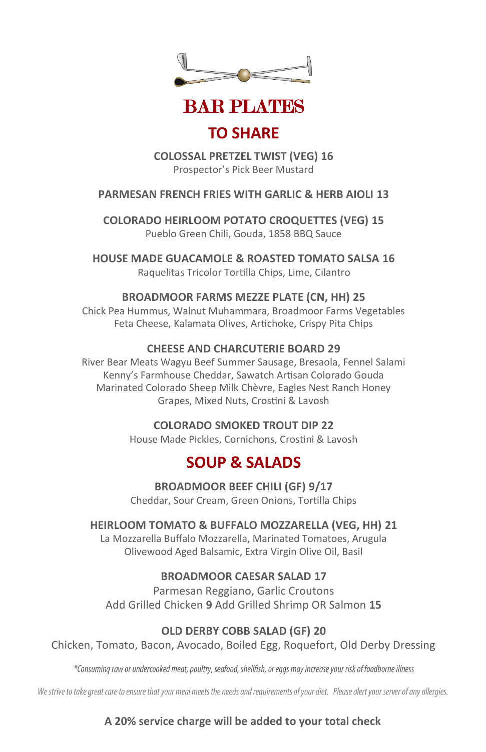# BAR PLATES

## TO SHARE

**COLOSSAL PRETZEL TWIST (VEG) 16**
Prospector's Pick Beer Mustard

**PARMESAN FRENCH FRIES WITH GARLIC & HERB AIOLI 13**

**COLORADO HEIRLOOM POTATO CROQUETTES (VEG) 15**
Pueblo Green Chili, Gouda, 1858 BBQ Sauce

**HOUSE MADE GUACAMOLE & ROASTED TOMATO SALSA 16**
Raquelitas Tricolor Tortilla Chips, Lime, Cilantro

**BROADMOOR FARMS MEZZE PLATE (CN, HH) 25**
Chick Pea Hummus, Walnut Muhammara, Broadmoor Farms Vegetables
Feta Cheese, Kalamata Olives, Artichoke, Crispy Pita Chips

**CHEESE AND CHARCUTERIE BOARD 29**
River Bear Meats Wagyu Beef Summer Sausage, Bresaola, Fennel Salami
Kenny's Farmhouse Cheddar, Sawatch Artisan Colorado Gouda
Marinated Colorado Sheep Milk Chèvre, Eagles Nest Ranch Honey
Grapes, Mixed Nuts, Crostini & Lavosh

**COLORADO SMOKED TROUT DIP 22**
House Made Pickles, Cornichons, Crostini & Lavosh

## SOUP & SALADS

**BROADMOOR BEEF CHILI (GF) 9/17**
Cheddar, Sour Cream, Green Onions, Tortilla Chips

**HEIRLOOM TOMATO & BUFFALO MOZZARELLA (VEG, HH) 21**
La Mozzarella Buffalo Mozzarella, Marinated Tomatoes, Arugula
Olivewood Aged Balsamic, Extra Virgin Olive Oil, Basil

**BROADMOOR CAESAR SALAD 17**
Parmesan Reggiano, Garlic Croutons
Add Grilled Chicken **9** Add Grilled Shrimp OR Salmon **15**

**OLD DERBY COBB SALAD (GF) 20**
Chicken, Tomato, Bacon, Avocado, Boiled Egg, Roquefort, Old Derby Dressing

*\*Consuming raw or undercooked meat, poultry, seafood, shellfish, or eggs may increase your risk of foodborne illness*

*We strive to take great care to ensure that your meal meets the needs and requirements of your diet. Please alert your server of any allergies.*

**A 20% service charge will be added to your total check**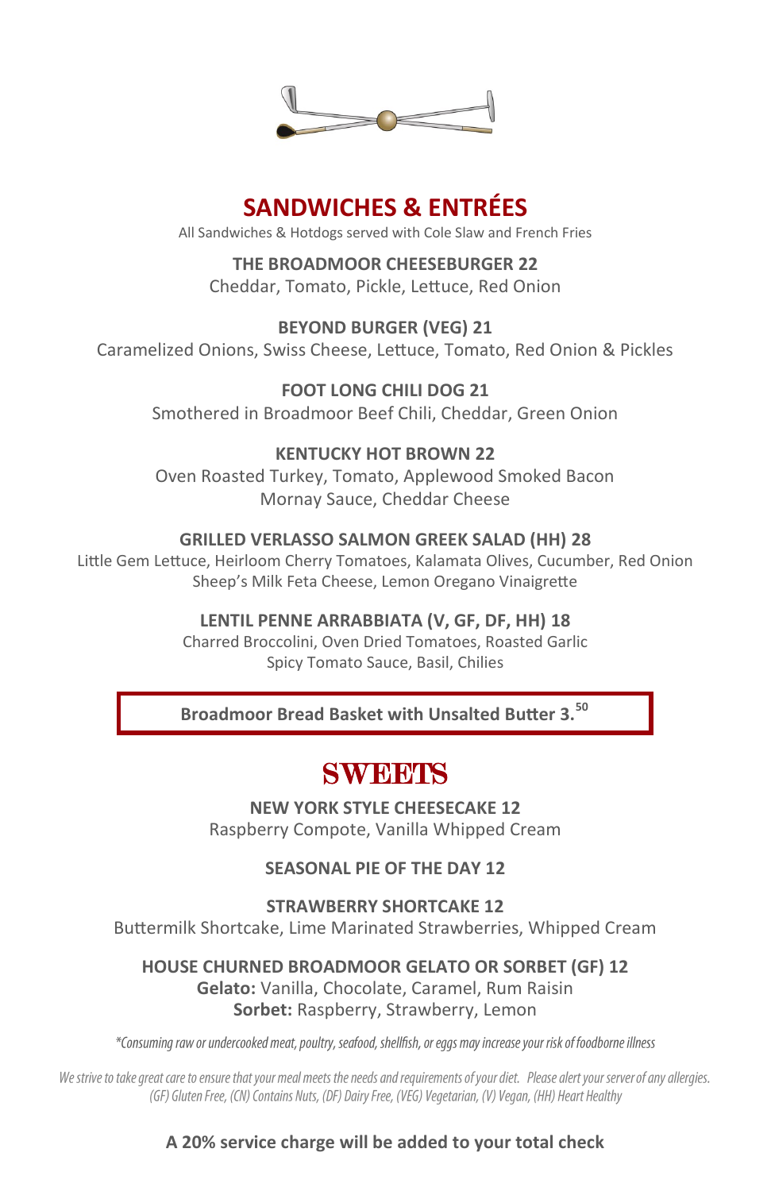## SANDWICHES & ENTRÉES

All Sandwiches & Hotdogs served with Cole Slaw and French Fries

**THE BROADMOOR CHEESEBURGER 22**
Cheddar, Tomato, Pickle, Lettuce, Red Onion

**BEYOND BURGER (VEG) 21**
Caramelized Onions, Swiss Cheese, Lettuce, Tomato, Red Onion & Pickles

**FOOT LONG CHILI DOG 21**
Smothered in Broadmoor Beef Chili, Cheddar, Green Onion

**KENTUCKY HOT BROWN 22**
Oven Roasted Turkey, Tomato, Applewood Smoked Bacon
Mornay Sauce, Cheddar Cheese

**GRILLED VERLASSO SALMON GREEK SALAD (HH) 28**
Little Gem Lettuce, Heirloom Cherry Tomatoes, Kalamata Olives, Cucumber, Red Onion
Sheep's Milk Feta Cheese, Lemon Oregano Vinaigrette

**LENTIL PENNE ARRABBIATA (V, GF, DF, HH) 18**
Charred Broccolini, Oven Dried Tomatoes, Roasted Garlic
Spicy Tomato Sauce, Basil, Chilies

**Broadmoor Bread Basket with Unsalted Butter 3.50**

## SWEETS

**NEW YORK STYLE CHEESECAKE 12**
Raspberry Compote, Vanilla Whipped Cream

**SEASONAL PIE OF THE DAY 12**

**STRAWBERRY SHORTCAKE 12**
Buttermilk Shortcake, Lime Marinated Strawberries, Whipped Cream

**HOUSE CHURNED BROADMOOR GELATO OR SORBET (GF) 12**
**Gelato:** Vanilla, Chocolate, Caramel, Rum Raisin
**Sorbet:** Raspberry, Strawberry, Lemon

*\*Consuming raw or undercooked meat, poultry, seafood, shellfish, or eggs may increase your risk of foodborne illness*

*We strive to take great care to ensure that your meal meets the needs and requirements of your diet. Please alert your server of any allergies.*
*(GF) Gluten Free, (CN) Contains Nuts, (DF) Dairy Free, (VEG) Vegetarian, (V) Vegan, (HH) Heart Healthy*

**A 20% service charge will be added to your total check**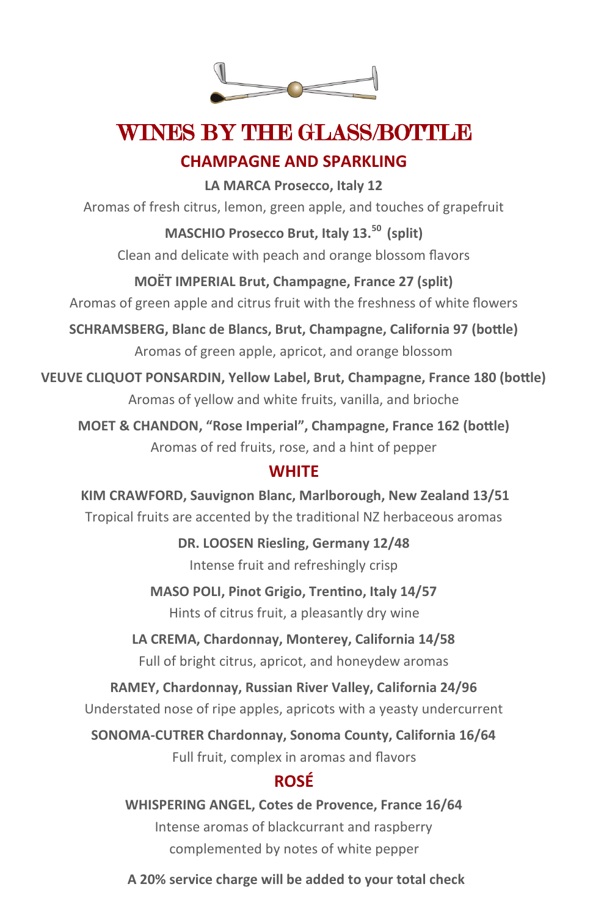# WINES BY THE GLASS/BOTTLE

## CHAMPAGNE AND SPARKLING

**LA MARCA Prosecco, Italy 12**

Aromas of fresh citrus, lemon, green apple, and touches of grapefruit

**MASCHIO Prosecco Brut, Italy 13.50 (split)**

Clean and delicate with peach and orange blossom flavors

**MOËT IMPERIAL Brut, Champagne, France 27 (split)**

Aromas of green apple and citrus fruit with the freshness of white flowers

**SCHRAMSBERG, Blanc de Blancs, Brut, Champagne, California 97 (bottle)**

Aromas of green apple, apricot, and orange blossom

**VEUVE CLIQUOT PONSARDIN, Yellow Label, Brut, Champagne, France 180 (bottle)**

Aromas of yellow and white fruits, vanilla, and brioche

**MOET & CHANDON, "Rose Imperial", Champagne, France 162 (bottle)**

Aromas of red fruits, rose, and a hint of pepper

## WHITE

**KIM CRAWFORD, Sauvignon Blanc, Marlborough, New Zealand 13/51**

Tropical fruits are accented by the traditional NZ herbaceous aromas

**DR. LOOSEN Riesling, Germany 12/48**

Intense fruit and refreshingly crisp

**MASO POLI, Pinot Grigio, Trentino, Italy 14/57**

Hints of citrus fruit, a pleasantly dry wine

**LA CREMA, Chardonnay, Monterey, California 14/58**

Full of bright citrus, apricot, and honeydew aromas

**RAMEY, Chardonnay, Russian River Valley, California 24/96**

Understated nose of ripe apples, apricots with a yeasty undercurrent

**SONOMA-CUTRER Chardonnay, Sonoma County, California 16/64**

Full fruit, complex in aromas and flavors

## ROSÉ

**WHISPERING ANGEL, Cotes de Provence, France 16/64**

Intense aromas of blackcurrant and raspberry complemented by notes of white pepper

**A 20% service charge will be added to your total check**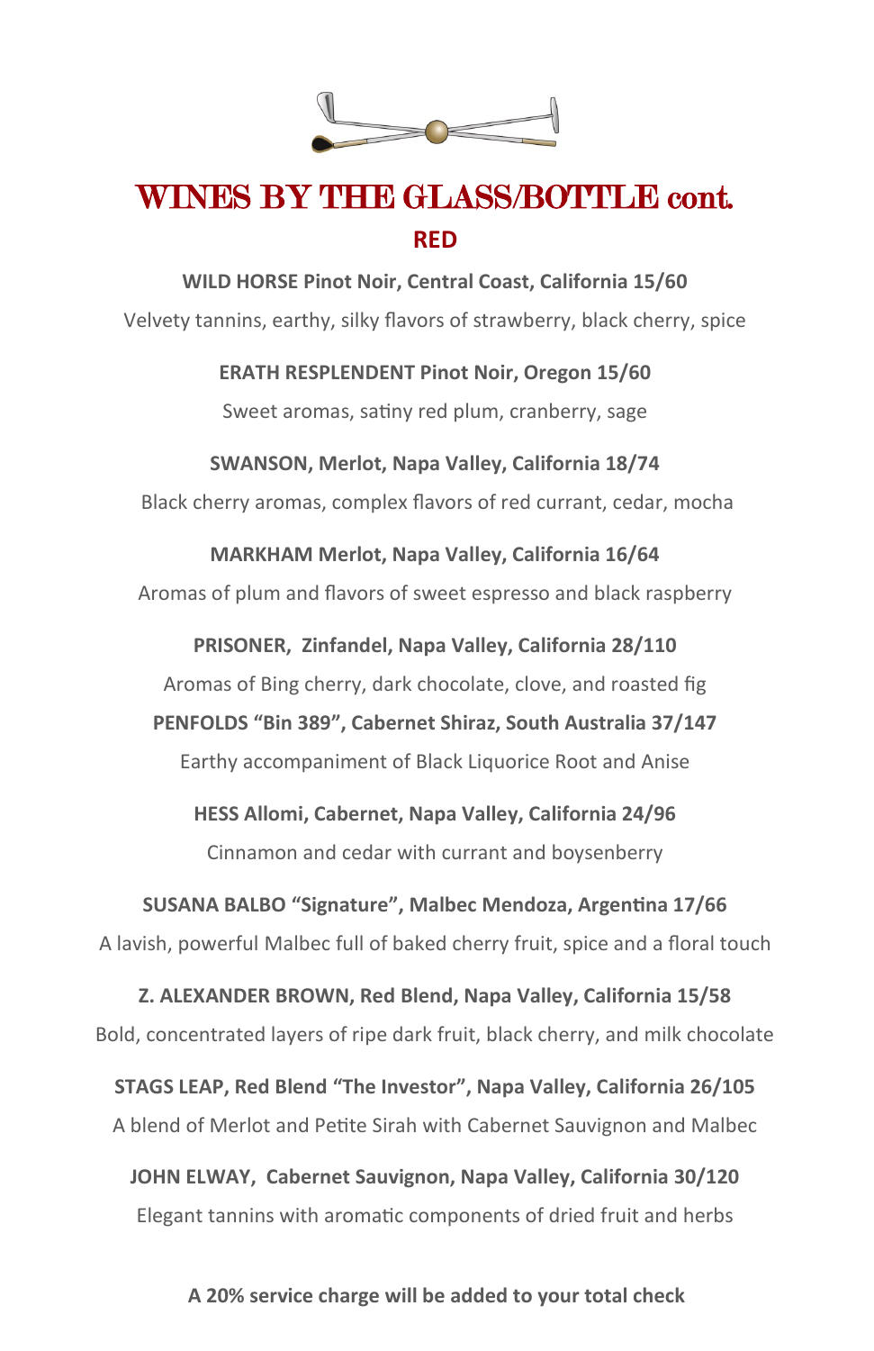# WINES BY THE GLASS/BOTTLE cont.

## RED

**WILD HORSE Pinot Noir, Central Coast, California 15/60**

Velvety tannins, earthy, silky flavors of strawberry, black cherry, spice

**ERATH RESPLENDENT Pinot Noir, Oregon 15/60**

Sweet aromas, satiny red plum, cranberry, sage

**SWANSON, Merlot, Napa Valley, California 18/74**

Black cherry aromas, complex flavors of red currant, cedar, mocha

**MARKHAM Merlot, Napa Valley, California 16/64**

Aromas of plum and flavors of sweet espresso and black raspberry

**PRISONER, Zinfandel, Napa Valley, California 28/110**

Aromas of Bing cherry, dark chocolate, clove, and roasted fig

**PENFOLDS "Bin 389", Cabernet Shiraz, South Australia 37/147**

Earthy accompaniment of Black Liquorice Root and Anise

**HESS Allomi, Cabernet, Napa Valley, California 24/96**

Cinnamon and cedar with currant and boysenberry

**SUSANA BALBO "Signature", Malbec Mendoza, Argentina 17/66**

A lavish, powerful Malbec full of baked cherry fruit, spice and a floral touch

**Z. ALEXANDER BROWN, Red Blend, Napa Valley, California 15/58**

Bold, concentrated layers of ripe dark fruit, black cherry, and milk chocolate

**STAGS LEAP, Red Blend "The Investor", Napa Valley, California 26/105**

A blend of Merlot and Petite Sirah with Cabernet Sauvignon and Malbec

**JOHN ELWAY, Cabernet Sauvignon, Napa Valley, California 30/120**

Elegant tannins with aromatic components of dried fruit and herbs

**A 20% service charge will be added to your total check**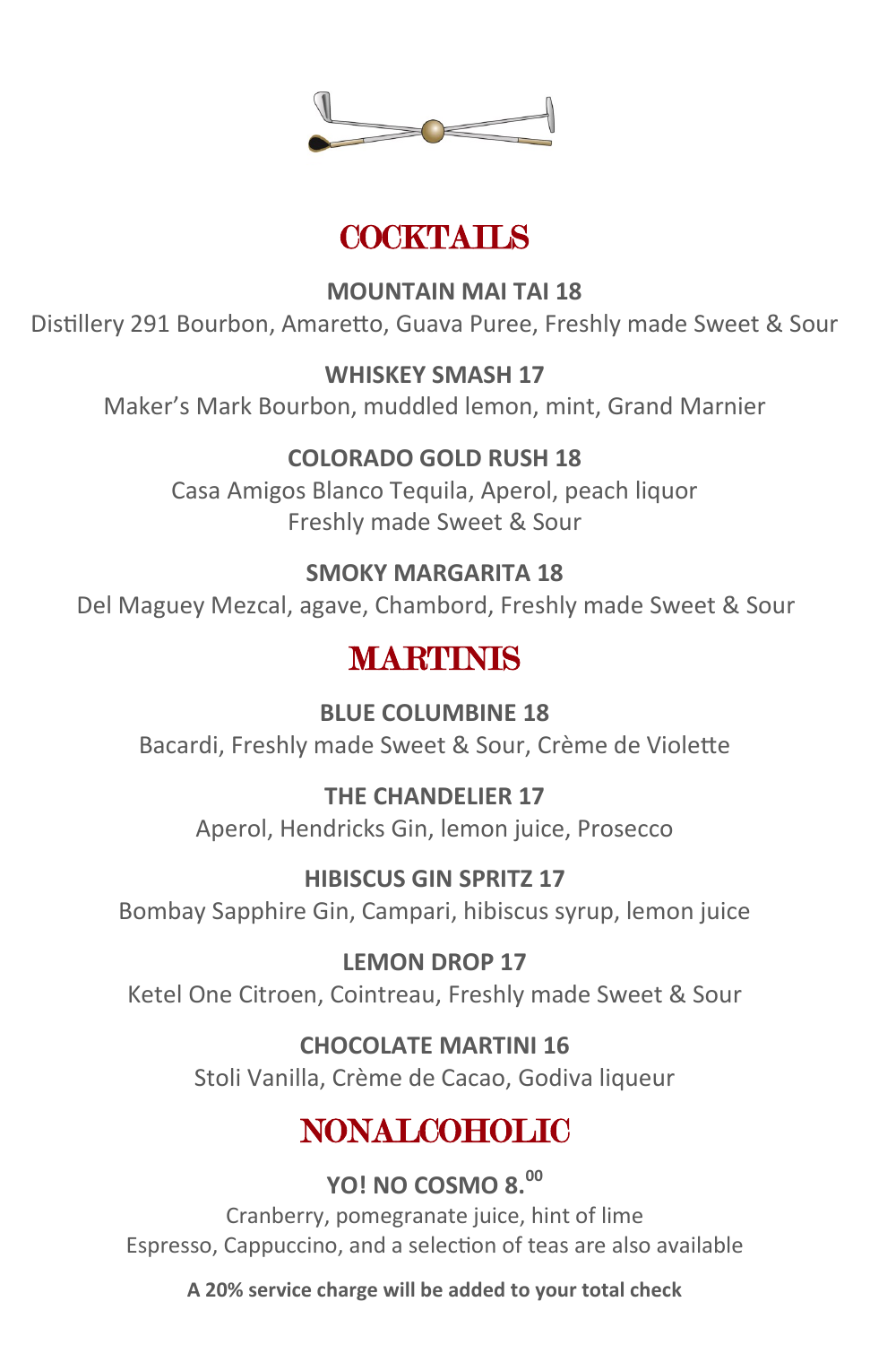## COCKTAILS

**MOUNTAIN MAI TAI 18**
Distillery 291 Bourbon, Amaretto, Guava Puree, Freshly made Sweet & Sour

**WHISKEY SMASH 17**
Maker's Mark Bourbon, muddled lemon, mint, Grand Marnier

**COLORADO GOLD RUSH 18**
Casa Amigos Blanco Tequila, Aperol, peach liquor
Freshly made Sweet & Sour

**SMOKY MARGARITA 18**
Del Maguey Mezcal, agave, Chambord, Freshly made Sweet & Sour

## MARTINIS

**BLUE COLUMBINE 18**
Bacardi, Freshly made Sweet & Sour, Crème de Violette

**THE CHANDELIER 17**
Aperol, Hendricks Gin, lemon juice, Prosecco

**HIBISCUS GIN SPRITZ 17**
Bombay Sapphire Gin, Campari, hibiscus syrup, lemon juice

**LEMON DROP 17**
Ketel One Citroen, Cointreau, Freshly made Sweet & Sour

**CHOCOLATE MARTINI 16**
Stoli Vanilla, Crème de Cacao, Godiva liqueur

## NONALCOHOLIC

**YO! NO COSMO 8.00**
Cranberry, pomegranate juice, hint of lime
Espresso, Cappuccino, and a selection of teas are also available

**A 20% service charge will be added to your total check**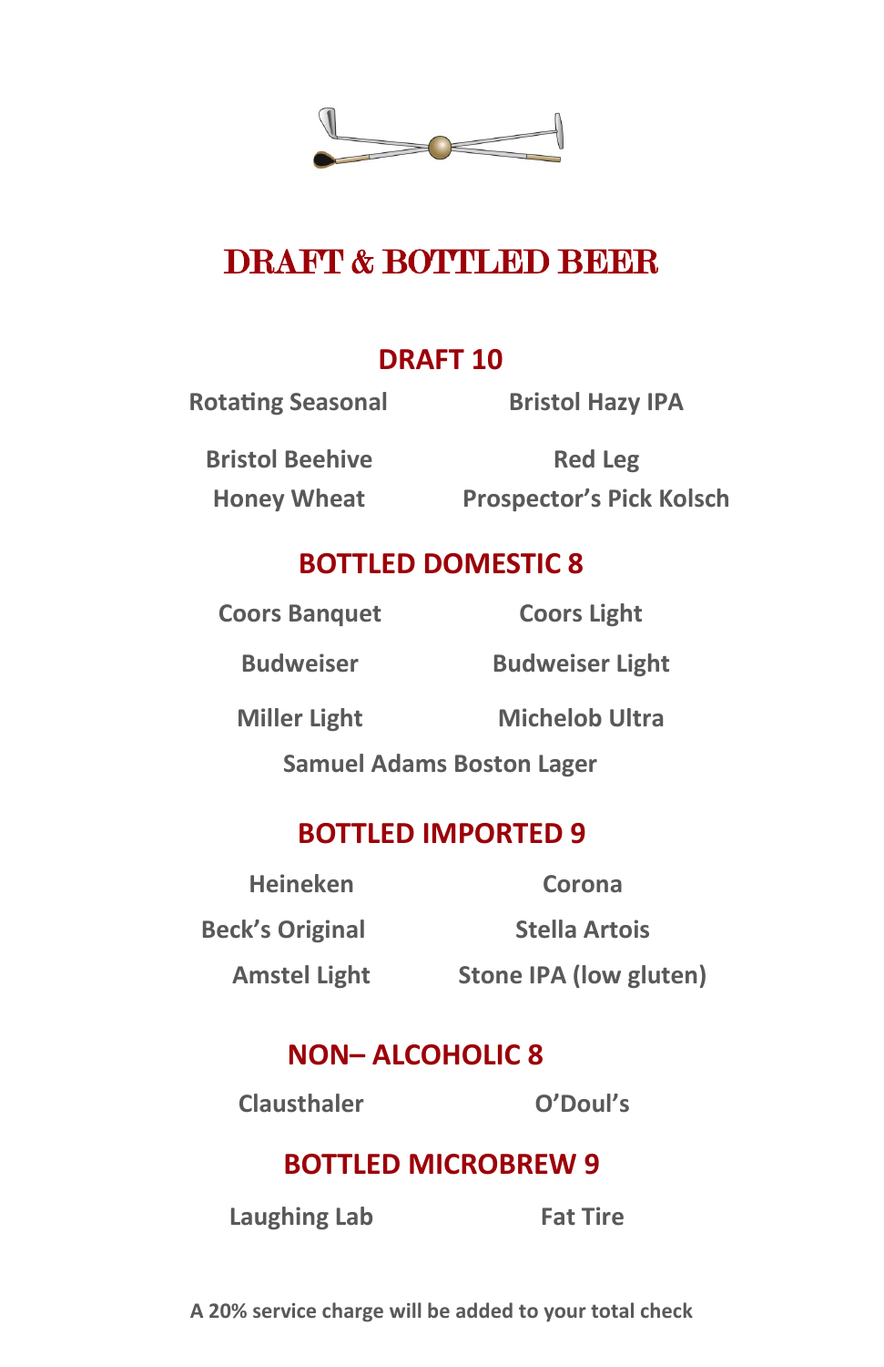# DRAFT & BOTTLED BEER

## DRAFT 10

Rotating Seasonal

Bristol Hazy IPA

Bristol Beehive Honey Wheat

Red Leg Prospector's Pick Kolsch

## BOTTLED DOMESTIC 8

Coors Banquet

Coors Light

Budweiser

Budweiser Light

Miller Light

Michelob Ultra

Samuel Adams Boston Lager

## BOTTLED IMPORTED 9

Heineken

Corona

Beck's Original

Stella Artois

Amstel Light

Stone IPA (low gluten)

## NON– ALCOHOLIC 8

Clausthaler

O'Doul's

## BOTTLED MICROBREW 9

Laughing Lab

Fat Tire

**A 20% service charge will be added to your total check**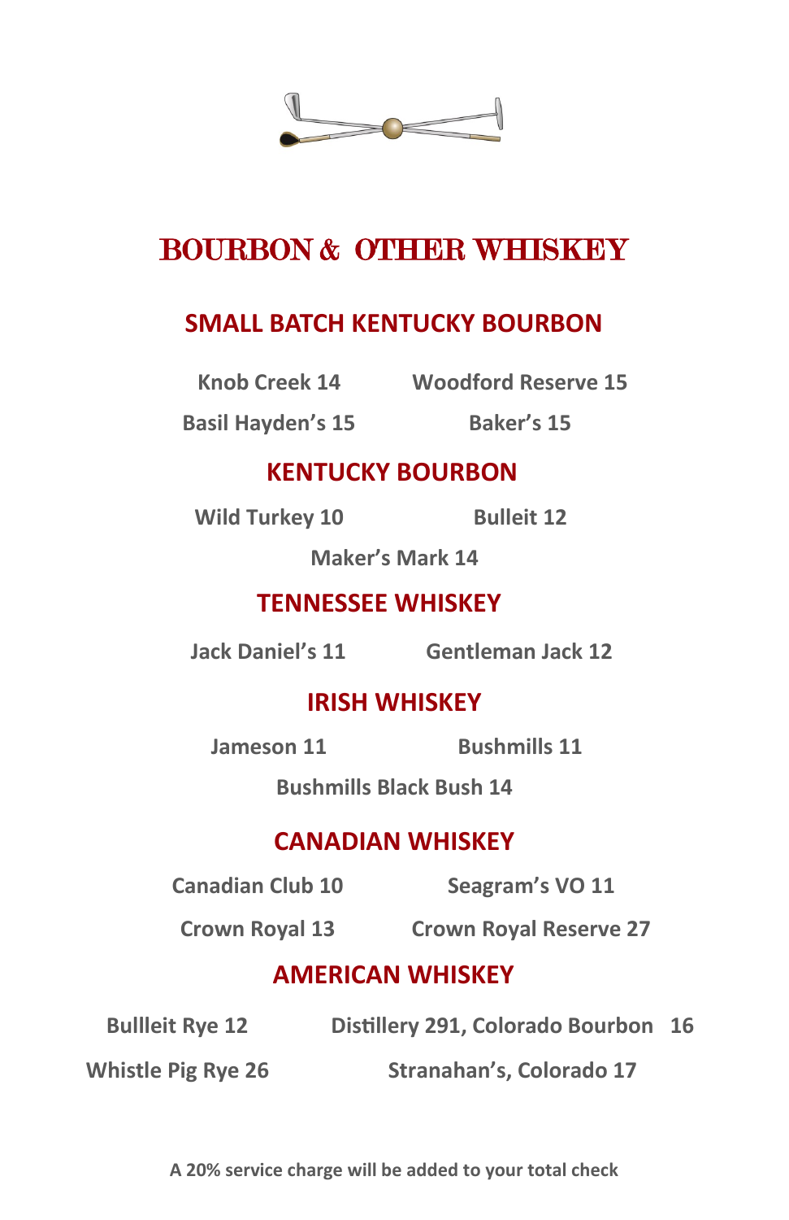# BOURBON & OTHER WHISKEY

## SMALL BATCH KENTUCKY BOURBON

Knob Creek 14

Woodford Reserve 15

Basil Hayden's 15

Baker's 15

## KENTUCKY BOURBON

Wild Turkey 10

Bulleit 12

Maker's Mark 14

## TENNESSEE WHISKEY

Jack Daniel's 11

Gentleman Jack 12

## IRISH WHISKEY

Jameson 11

Bushmills 11

Bushmills Black Bush 14

## CANADIAN WHISKEY

Canadian Club 10

Seagram's VO 11

Crown Royal 13

Crown Royal Reserve 27

## AMERICAN WHISKEY

Bullleit Rye 12

Distillery 291, Colorado Bourbon 16

Whistle Pig Rye 26

Stranahan's, Colorado 17

**A 20% service charge will be added to your total check**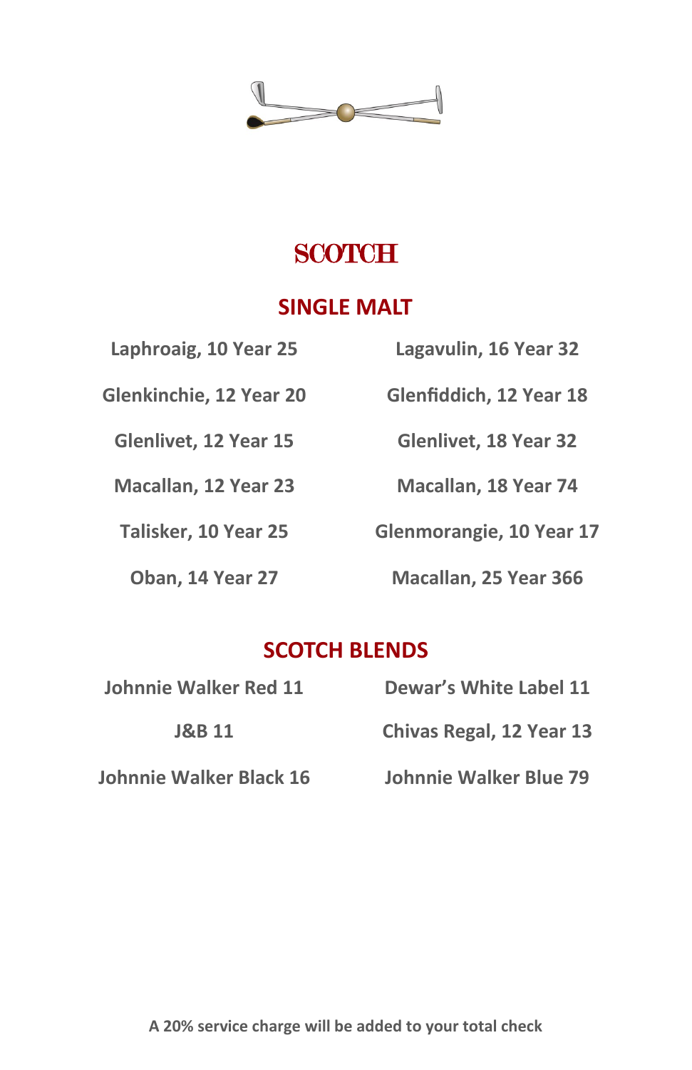# SCOTCH

## SINGLE MALT

Laphroaig, 10 Year 25

Lagavulin, 16 Year 32

Glenkinchie, 12 Year 20

Glenfiddich, 12 Year 18

Glenlivet, 12 Year 15

Glenlivet, 18 Year 32

Macallan, 12 Year 23

Macallan, 18 Year 74

Talisker, 10 Year 25

Glenmorangie, 10 Year 17

Oban, 14 Year 27

Macallan, 25 Year 366

## SCOTCH BLENDS

Johnnie Walker Red 11

Dewar's White Label 11

J&B 11

Chivas Regal, 12 Year 13

Johnnie Walker Black 16

Johnnie Walker Blue 79

**A 20% service charge will be added to your total check**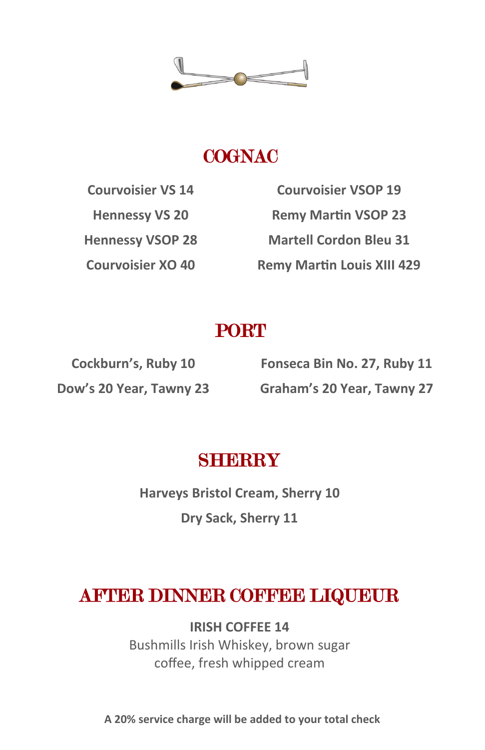## COGNAC

**Courvoisier VS 14**

**Hennessy VS 20**

**Hennessy VSOP 28**

**Courvoisier XO 40**

**Courvoisier VSOP 19**

**Remy Martin VSOP 23**

**Martell Cordon Bleu 31**

**Remy Martin Louis XIII 429**

## PORT

**Cockburn's, Ruby 10**

**Dow's 20 Year, Tawny 23**

**Fonseca Bin No. 27, Ruby 11**

**Graham's 20 Year, Tawny 27**

## SHERRY

**Harveys Bristol Cream, Sherry 10**

**Dry Sack, Sherry 11**

## AFTER DINNER COFFEE LIQUEUR

**IRISH COFFEE 14**

Bushmills Irish Whiskey, brown sugar
coffee, fresh whipped cream

**A 20% service charge will be added to your total check**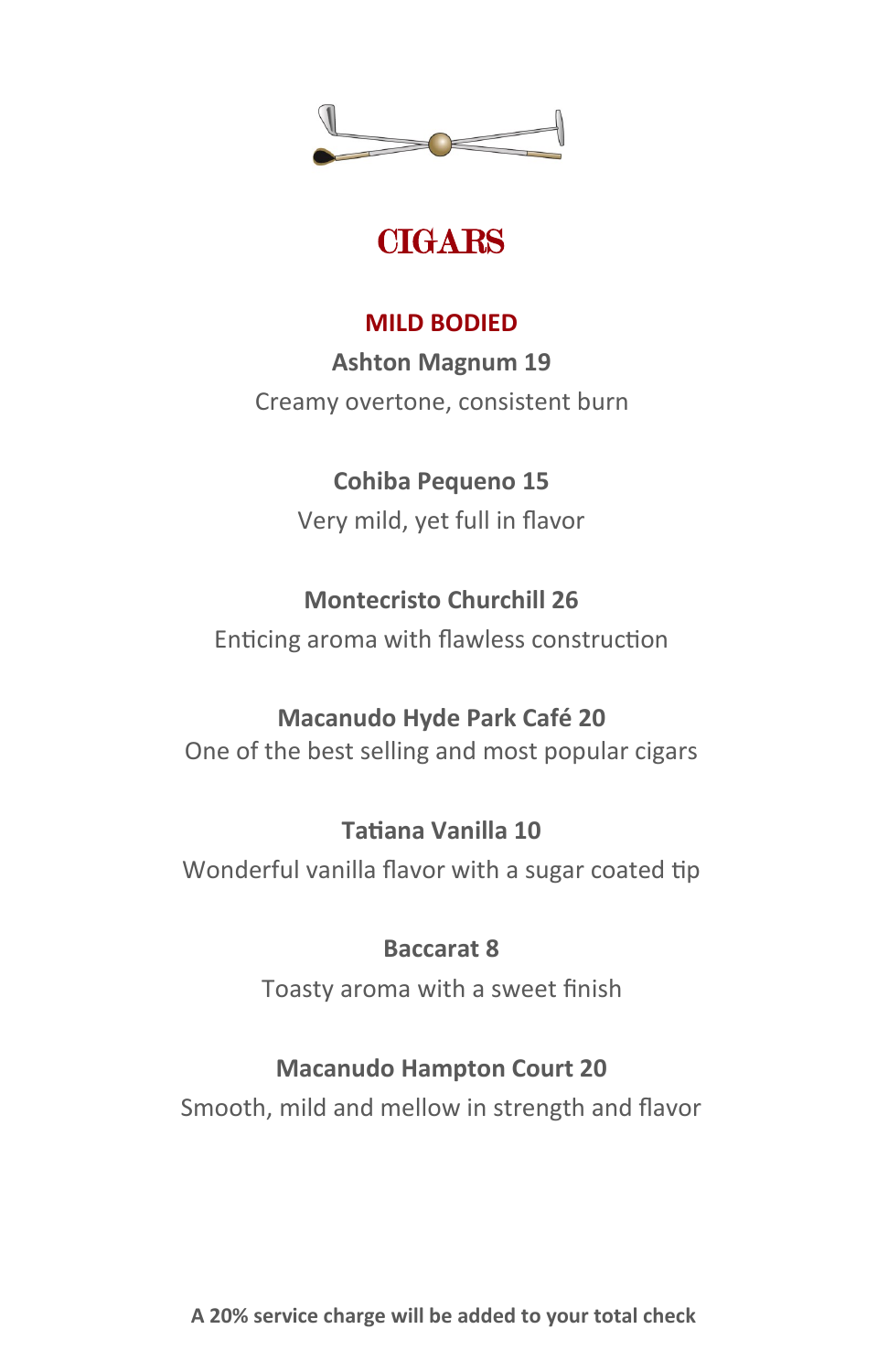# CIGARS

## MILD BODIED

**Ashton Magnum 19**
Creamy overtone, consistent burn

**Cohiba Pequeno 15**
Very mild, yet full in flavor

**Montecristo Churchill 26**
Enticing aroma with flawless construction

**Macanudo Hyde Park Café 20**
One of the best selling and most popular cigars

**Tatiana Vanilla 10**
Wonderful vanilla flavor with a sugar coated tip

**Baccarat 8**
Toasty aroma with a sweet finish

**Macanudo Hampton Court 20**
Smooth, mild and mellow in strength and flavor

**A 20% service charge will be added to your total check**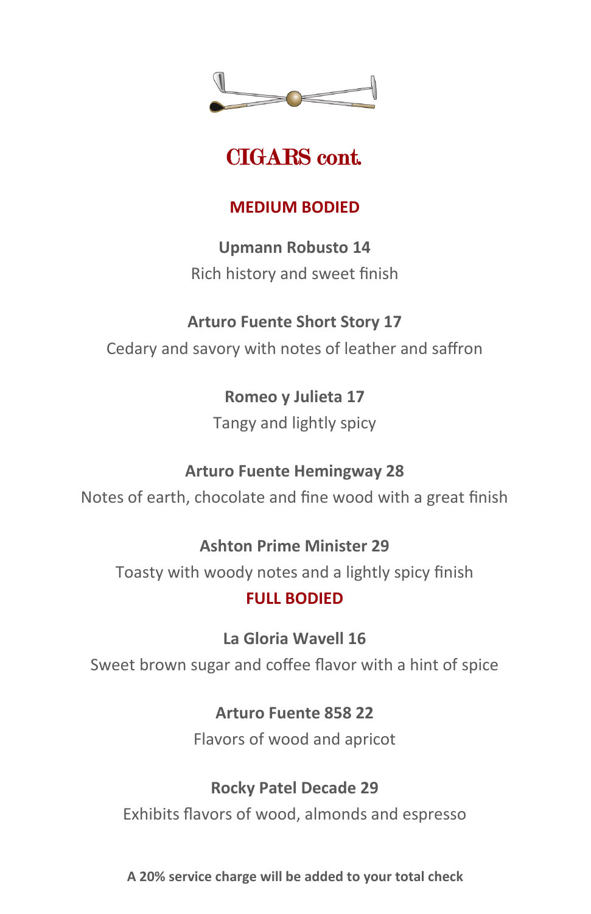# CIGARS cont.

## MEDIUM BODIED

**Upmann Robusto 14**
Rich history and sweet finish

**Arturo Fuente Short Story 17**
Cedary and savory with notes of leather and saffron

**Romeo y Julieta 17**
Tangy and lightly spicy

**Arturo Fuente Hemingway 28**
Notes of earth, chocolate and fine wood with a great finish

**Ashton Prime Minister 29**
Toasty with woody notes and a lightly spicy finish

## FULL BODIED

**La Gloria Wavell 16**
Sweet brown sugar and coffee flavor with a hint of spice

**Arturo Fuente 858 22**
Flavors of wood and apricot

**Rocky Patel Decade 29**
Exhibits flavors of wood, almonds and espresso

**A 20% service charge will be added to your total check**